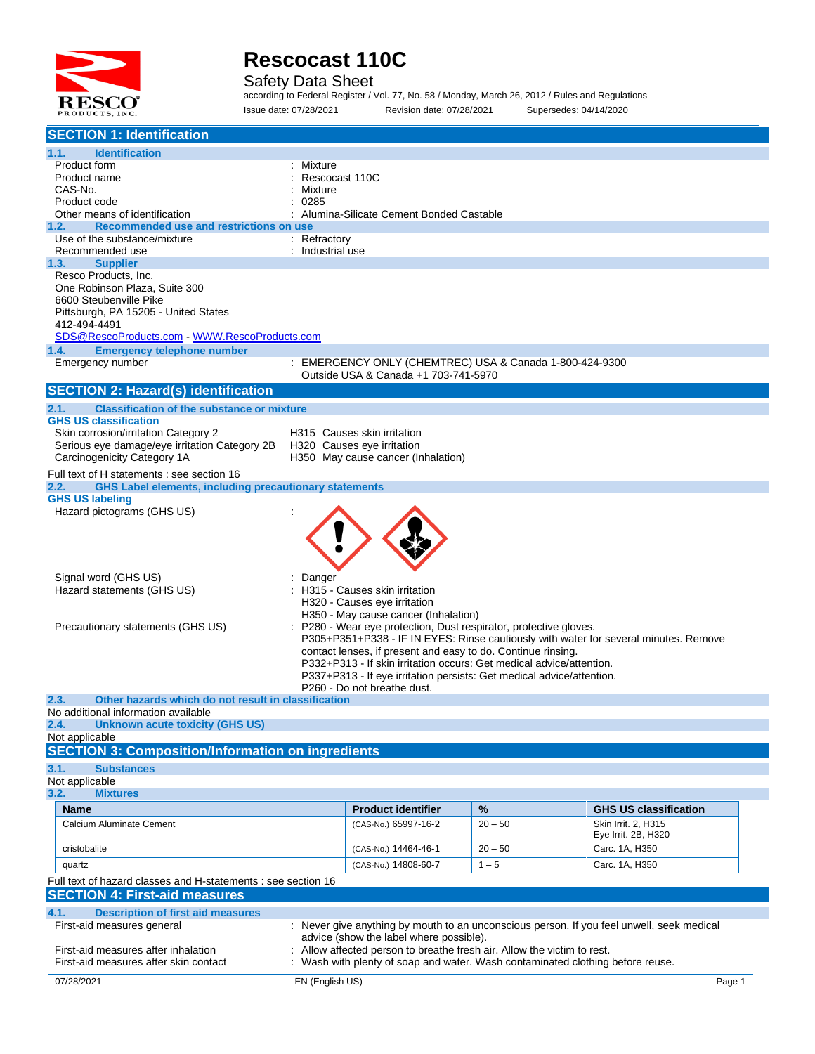# Rescocast 110C

## Safety Data Sheet

according to Federal Register / Vol. 77, No. 58 / Monday, March 26, 2012 / Rules and Regulations

Issue date: 07/28/2021 Revision date: 07/28/2021 Supersedes: 04/14/2020

## SECTION 1: Identification

### 1.1. Identification

| | |
|---|---|
| Product form | : Mixture |
| Product name | : Rescocast 110C |
| CAS-No. | : Mixture |
| Product code | : 0285 |
| Other means of identification | : Alumina-Silicate Cement Bonded Castable |

### 1.2. Recommended use and restrictions on use

| | |
|---|---|
| Use of the substance/mixture | : Refractory |
| Recommended use | : Industrial use |

### 1.3. Supplier

Resco Products, Inc.
One Robinson Plaza, Suite 300
6600 Steubenville Pike
Pittsburgh, PA 15205 - United States
412-494-4491
SDS@RescoProducts.com - WWW.RescoProducts.com

### 1.4. Emergency telephone number

| | |
|---|---|
| Emergency number | : EMERGENCY ONLY (CHEMTREC) USA & Canada 1-800-424-9300<br>Outside USA & Canada +1 703-741-5970 |

## SECTION 2: Hazard(s) identification

### 2.1. Classification of the substance or mixture

**GHS US classification**

| | |
|---|---|
| Skin corrosion/irritation Category 2 | H315 Causes skin irritation |
| Serious eye damage/eye irritation Category 2B | H320 Causes eye irritation |
| Carcinogenicity Category 1A | H350 May cause cancer (Inhalation) |

Full text of H statements : see section 16

### 2.2. GHS Label elements, including precautionary statements

**GHS US labeling**

Hazard pictograms (GHS US) :

Signal word (GHS US) : Danger

Hazard statements (GHS US) :
- H315 - Causes skin irritation
- H320 - Causes eye irritation
- H350 - May cause cancer (Inhalation)

Precautionary statements (GHS US) :
- P280 - Wear eye protection, Dust respirator, protective gloves.
- P305+P351+P338 - IF IN EYES: Rinse cautiously with water for several minutes. Remove contact lenses, if present and easy to do. Continue rinsing.
- P332+P313 - If skin irritation occurs: Get medical advice/attention.
- P337+P313 - If eye irritation persists: Get medical advice/attention.
- P260 - Do not breathe dust.

### 2.3. Other hazards which do not result in classification

No additional information available

### 2.4. Unknown acute toxicity (GHS US)

Not applicable

## SECTION 3: Composition/Information on ingredients

### 3.1. Substances

Not applicable

### 3.2. Mixtures

| Name | Product identifier | % | GHS US classification |
|---|---|---|---|
| Calcium Aluminate Cement | (CAS-No.) 65997-16-2 | 20 – 50 | Skin Irrit. 2, H315<br>Eye Irrit. 2B, H320 |
| cristobalite | (CAS-No.) 14464-46-1 | 20 – 50 | Carc. 1A, H350 |
| quartz | (CAS-No.) 14808-60-7 | 1 – 5 | Carc. 1A, H350 |

Full text of hazard classes and H-statements : see section 16

## SECTION 4: First-aid measures

### 4.1. Description of first aid measures

| | |
|---|---|
| First-aid measures general | : Never give anything by mouth to an unconscious person. If you feel unwell, seek medical advice (show the label where possible). |
| First-aid measures after inhalation | : Allow affected person to breathe fresh air. Allow the victim to rest. |
| First-aid measures after skin contact | : Wash with plenty of soap and water. Wash contaminated clothing before reuse. |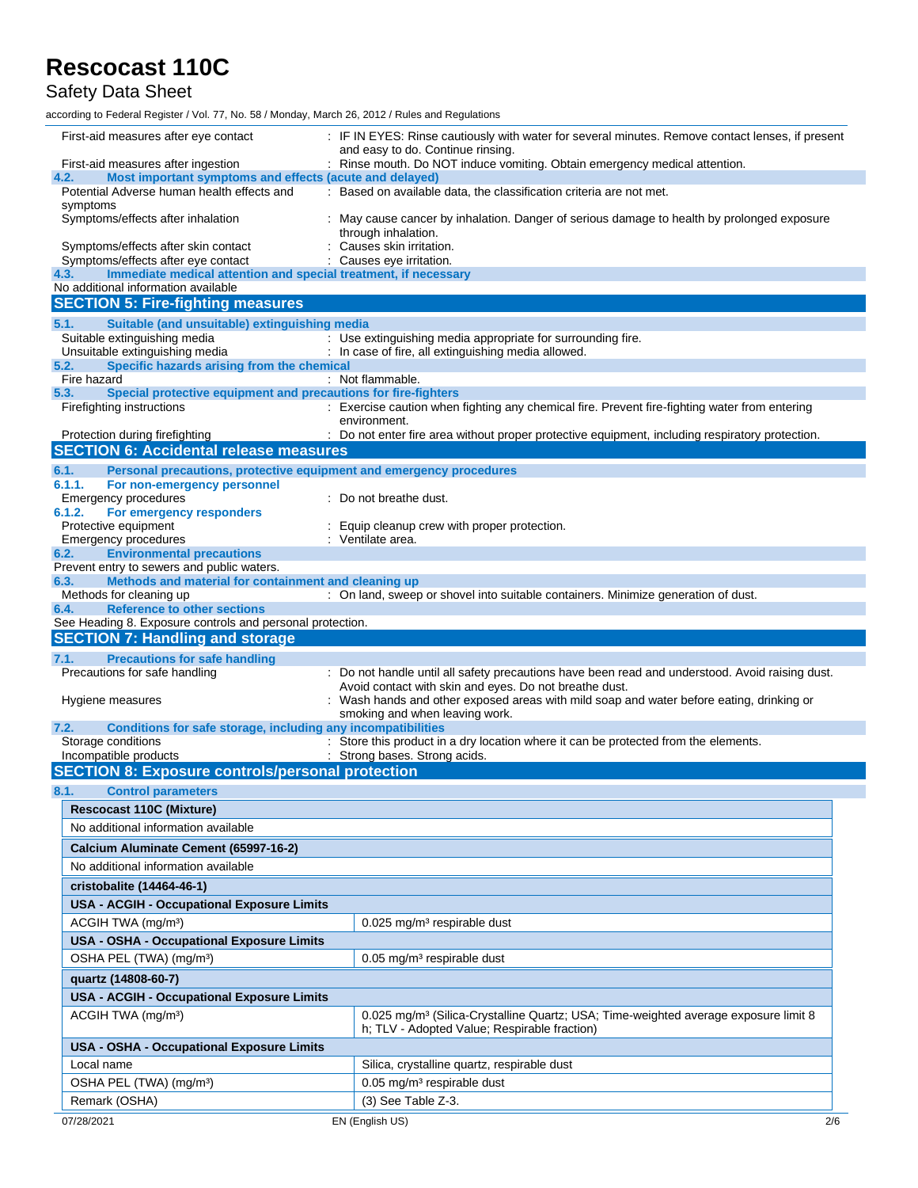First-aid measures after eye contact : IF IN EYES: Rinse cautiously with water for several minutes. Remove contact lenses, if present and easy to do. Continue rinsing.

First-aid measures after ingestion : Rinse mouth. Do NOT induce vomiting. Obtain emergency medical attention.

### 4.2. Most important symptoms and effects (acute and delayed)

Potential Adverse human health effects and symptoms : Based on available data, the classification criteria are not met.

Symptoms/effects after inhalation : May cause cancer by inhalation. Danger of serious damage to health by prolonged exposure through inhalation.

Symptoms/effects after skin contact : Causes skin irritation.

Symptoms/effects after eye contact : Causes eye irritation.

### 4.3. Immediate medical attention and special treatment, if necessary

No additional information available

## SECTION 5: Fire-fighting measures

### 5.1. Suitable (and unsuitable) extinguishing media

Suitable extinguishing media : Use extinguishing media appropriate for surrounding fire.

Unsuitable extinguishing media : In case of fire, all extinguishing media allowed.

### 5.2. Specific hazards arising from the chemical

Fire hazard : Not flammable.

### 5.3. Special protective equipment and precautions for fire-fighters

Firefighting instructions : Exercise caution when fighting any chemical fire. Prevent fire-fighting water from entering environment.

Protection during firefighting : Do not enter fire area without proper protective equipment, including respiratory protection.

## SECTION 6: Accidental release measures

### 6.1. Personal precautions, protective equipment and emergency procedures

#### 6.1.1. For non-emergency personnel

Emergency procedures : Do not breathe dust.

#### 6.1.2. For emergency responders

Protective equipment : Equip cleanup crew with proper protection.

Emergency procedures : Ventilate area.

### 6.2. Environmental precautions

Prevent entry to sewers and public waters.

### 6.3. Methods and material for containment and cleaning up

Methods for cleaning up : On land, sweep or shovel into suitable containers. Minimize generation of dust.

### 6.4. Reference to other sections

See Heading 8. Exposure controls and personal protection.

## SECTION 7: Handling and storage

### 7.1. Precautions for safe handling

Precautions for safe handling : Do not handle until all safety precautions have been read and understood. Avoid raising dust. Avoid contact with skin and eyes. Do not breathe dust.

Hygiene measures : Wash hands and other exposed areas with mild soap and water before eating, drinking or smoking and when leaving work.

### 7.2. Conditions for safe storage, including any incompatibilities

Storage conditions : Store this product in a dry location where it can be protected from the elements.

Incompatible products : Strong bases. Strong acids.

## SECTION 8: Exposure controls/personal protection

### 8.1. Control parameters

| **Rescocast 110C (Mixture)** | |
|---|---|
| No additional information available | |
| **Calcium Aluminate Cement (65997-16-2)** | |
| No additional information available | |
| **cristobalite (14464-46-1)** | |
| **USA - ACGIH - Occupational Exposure Limits** | |
| ACGIH TWA (mg/m³) | 0.025 mg/m³ respirable dust |
| **USA - OSHA - Occupational Exposure Limits** | |
| OSHA PEL (TWA) (mg/m³) | 0.05 mg/m³ respirable dust |
| **quartz (14808-60-7)** | |
| **USA - ACGIH - Occupational Exposure Limits** | |
| ACGIH TWA (mg/m³) | 0.025 mg/m³ (Silica-Crystalline Quartz; USA; Time-weighted average exposure limit 8 h; TLV - Adopted Value; Respirable fraction) |
| **USA - OSHA - Occupational Exposure Limits** | |
| Local name | Silica, crystalline quartz, respirable dust |
| OSHA PEL (TWA) (mg/m³) | 0.05 mg/m³ respirable dust |
| Remark (OSHA) | (3) See Table Z-3. |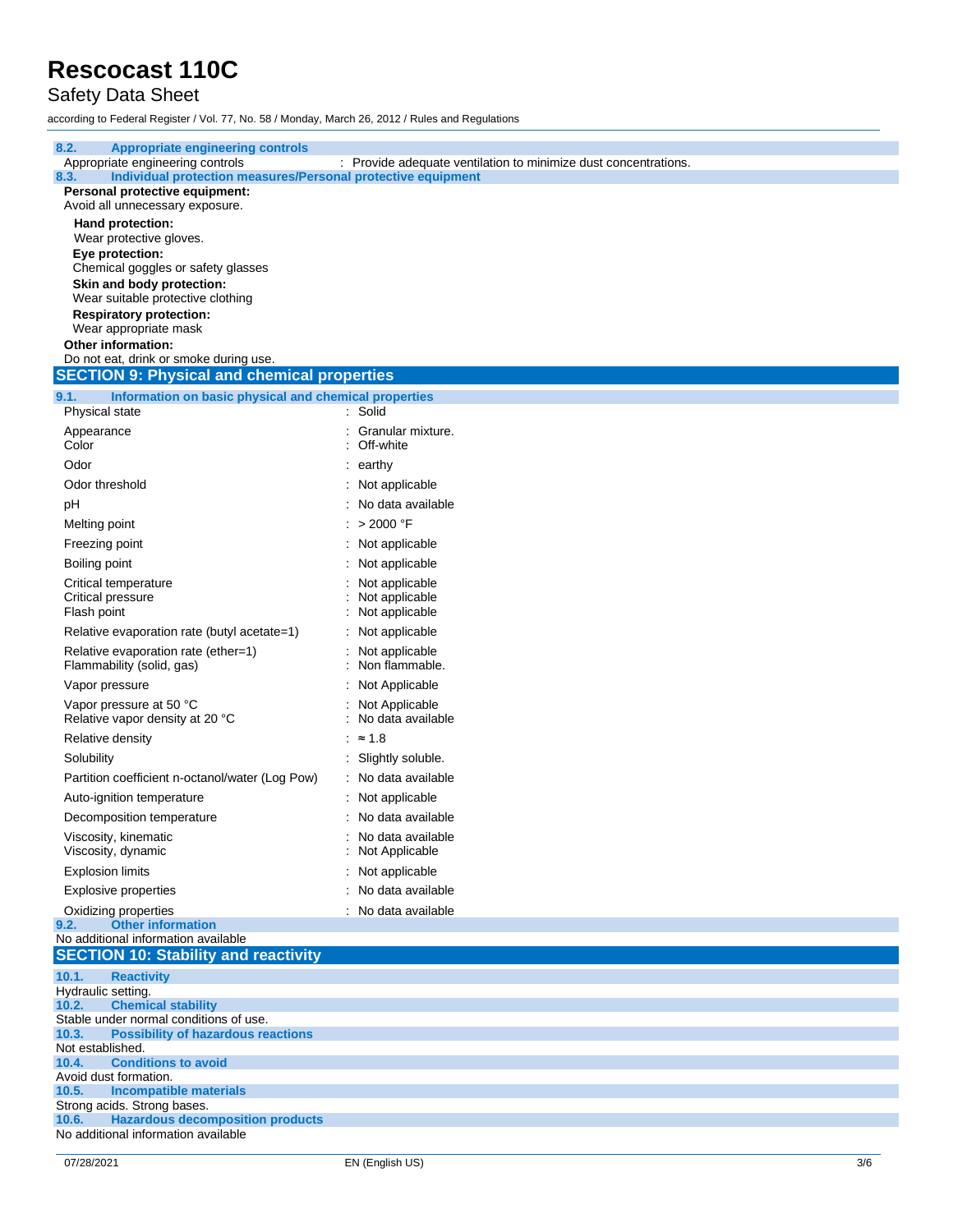### 8.2. Appropriate engineering controls

Appropriate engineering controls : Provide adequate ventilation to minimize dust concentrations.

### 8.3. Individual protection measures/Personal protective equipment

**Personal protective equipment:**

Avoid all unnecessary exposure.

**Hand protection:**

Wear protective gloves.

**Eye protection:**

Chemical goggles or safety glasses

**Skin and body protection:**

Wear suitable protective clothing

**Respiratory protection:**

Wear appropriate mask

**Other information:**

Do not eat, drink or smoke during use.

## SECTION 9: Physical and chemical properties

### 9.1. Information on basic physical and chemical properties

| Property | Value |
|---|---|
| Physical state | Solid |
| Appearance | Granular mixture. |
| Color | Off-white |
| Odor | earthy |
| Odor threshold | Not applicable |
| pH | No data available |
| Melting point | > 2000 °F |
| Freezing point | Not applicable |
| Boiling point | Not applicable |
| Critical temperature | Not applicable |
| Critical pressure | Not applicable |
| Flash point | Not applicable |
| Relative evaporation rate (butyl acetate=1) | Not applicable |
| Relative evaporation rate (ether=1) | Not applicable |
| Flammability (solid, gas) | Non flammable. |
| Vapor pressure | Not Applicable |
| Vapor pressure at 50 °C | Not Applicable |
| Relative vapor density at 20 °C | No data available |
| Relative density | ≈ 1.8 |
| Solubility | Slightly soluble. |
| Partition coefficient n-octanol/water (Log Pow) | No data available |
| Auto-ignition temperature | Not applicable |
| Decomposition temperature | No data available |
| Viscosity, kinematic | No data available |
| Viscosity, dynamic | Not Applicable |
| Explosion limits | Not applicable |
| Explosive properties | No data available |
| Oxidizing properties | No data available |

### 9.2. Other information

No additional information available

## SECTION 10: Stability and reactivity

### 10.1. Reactivity

Hydraulic setting.

### 10.2. Chemical stability

Stable under normal conditions of use.

### 10.3. Possibility of hazardous reactions

Not established.

### 10.4. Conditions to avoid

Avoid dust formation.

### 10.5. Incompatible materials

Strong acids. Strong bases.

### 10.6. Hazardous decomposition products

No additional information available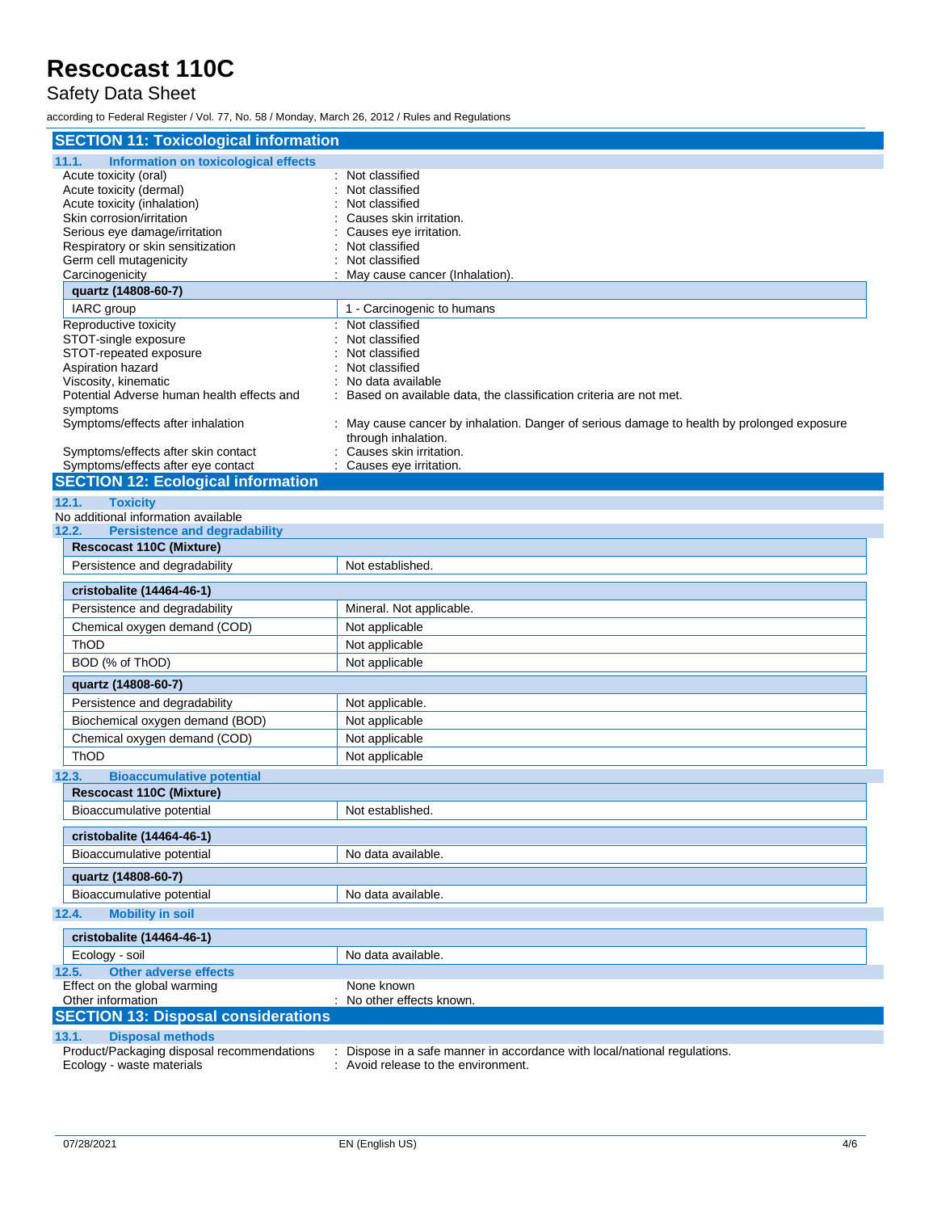## SECTION 11: Toxicological information

### 11.1. Information on toxicological effects

Acute toxicity (oral) : Not classified

Acute toxicity (dermal) : Not classified

Acute toxicity (inhalation) : Not classified

Skin corrosion/irritation : Causes skin irritation.

Serious eye damage/irritation : Causes eye irritation.

Respiratory or skin sensitization : Not classified

Germ cell mutagenicity : Not classified

Carcinogenicity : May cause cancer (Inhalation).

| quartz (14808-60-7) | |
|---|---|
| IARC group | 1 - Carcinogenic to humans |

Reproductive toxicity : Not classified

STOT-single exposure : Not classified

STOT-repeated exposure : Not classified

Aspiration hazard : Not classified

Viscosity, kinematic : No data available

Potential Adverse human health effects and symptoms : Based on available data, the classification criteria are not met.

Symptoms/effects after inhalation : May cause cancer by inhalation. Danger of serious damage to health by prolonged exposure through inhalation.

Symptoms/effects after skin contact : Causes skin irritation.

Symptoms/effects after eye contact : Causes eye irritation.

## SECTION 12: Ecological information

### 12.1. Toxicity

No additional information available

### 12.2. Persistence and degradability

| Rescocast 110C (Mixture) | |
|---|---|
| Persistence and degradability | Not established. |

| cristobalite (14464-46-1) | |
|---|---|
| Persistence and degradability | Mineral. Not applicable. |
| Chemical oxygen demand (COD) | Not applicable |
| ThOD | Not applicable |
| BOD (% of ThOD) | Not applicable |

| quartz (14808-60-7) | |
|---|---|
| Persistence and degradability | Not applicable. |
| Biochemical oxygen demand (BOD) | Not applicable |
| Chemical oxygen demand (COD) | Not applicable |
| ThOD | Not applicable |

### 12.3. Bioaccumulative potential

| Rescocast 110C (Mixture) | |
|---|---|
| Bioaccumulative potential | Not established. |

| cristobalite (14464-46-1) | |
|---|---|
| Bioaccumulative potential | No data available. |

| quartz (14808-60-7) | |
|---|---|
| Bioaccumulative potential | No data available. |

### 12.4. Mobility in soil

| cristobalite (14464-46-1) | |
|---|---|
| Ecology - soil | No data available. |

### 12.5. Other adverse effects

Effect on the global warming : None known

Other information : No other effects known.

## SECTION 13: Disposal considerations

### 13.1. Disposal methods

Product/Packaging disposal recommendations : Dispose in a safe manner in accordance with local/national regulations.

Ecology - waste materials : Avoid release to the environment.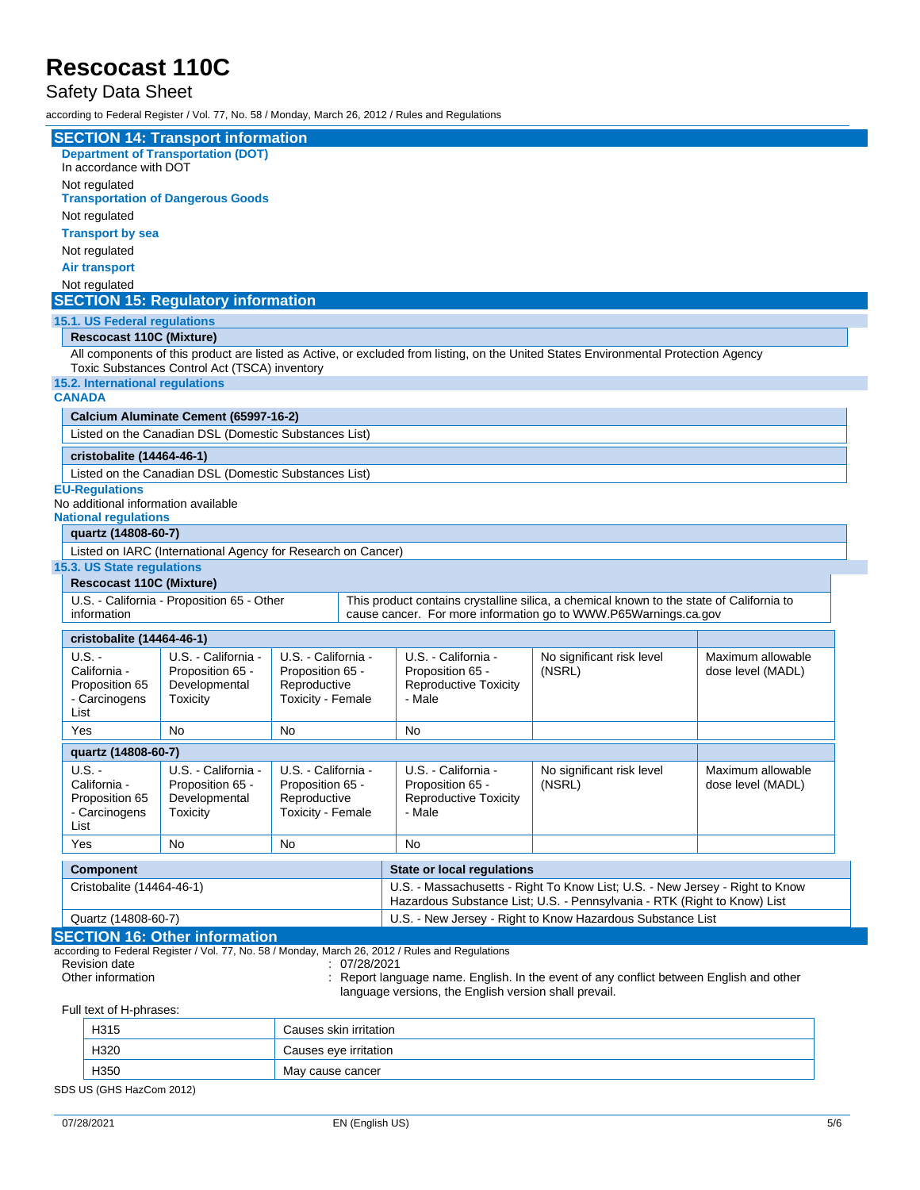## SECTION 14: Transport information

**Department of Transportation (DOT)**

In accordance with DOT

Not regulated

**Transportation of Dangerous Goods**

Not regulated

**Transport by sea**

Not regulated

**Air transport**

Not regulated

## SECTION 15: Regulatory information

### 15.1. US Federal regulations

| Rescocast 110C (Mixture) |
|---|
| All components of this product are listed as Active, or excluded from listing, on the United States Environmental Protection Agency Toxic Substances Control Act (TSCA) inventory |

### 15.2. International regulations

**CANADA**

| Calcium Aluminate Cement (65997-16-2) |
|---|
| Listed on the Canadian DSL (Domestic Substances List) |

| cristobalite (14464-46-1) |
|---|
| Listed on the Canadian DSL (Domestic Substances List) |

**EU-Regulations**

No additional information available

**National regulations**

| quartz (14808-60-7) |
|---|
| Listed on IARC (International Agency for Research on Cancer) |

### 15.3. US State regulations

| Rescocast 110C (Mixture) | |
|---|---|
| U.S. - California - Proposition 65 - Other information | This product contains crystalline silica, a chemical known to the state of California to cause cancer. For more information go to WWW.P65Warnings.ca.gov |

| cristobalite (14464-46-1) | | | | | |
|---|---|---|---|---|---|
| U.S. - California - Proposition 65 - Carcinogens List | U.S. - California - Proposition 65 - Developmental Toxicity | U.S. - California - Proposition 65 - Reproductive Toxicity - Female | U.S. - California - Proposition 65 - Reproductive Toxicity - Male | No significant risk level (NSRL) | Maximum allowable dose level (MADL) |
| Yes | No | No | No | | |

| quartz (14808-60-7) | | | | | |
|---|---|---|---|---|---|
| U.S. - California - Proposition 65 - Carcinogens List | U.S. - California - Proposition 65 - Developmental Toxicity | U.S. - California - Proposition 65 - Reproductive Toxicity - Female | U.S. - California - Proposition 65 - Reproductive Toxicity - Male | No significant risk level (NSRL) | Maximum allowable dose level (MADL) |
| Yes | No | No | No | | |

| Component | State or local regulations |
|---|---|
| Cristobalite (14464-46-1) | U.S. - Massachusetts - Right To Know List; U.S. - New Jersey - Right to Know Hazardous Substance List; U.S. - Pennsylvania - RTK (Right to Know) List |
| Quartz (14808-60-7) | U.S. - New Jersey - Right to Know Hazardous Substance List |

## SECTION 16: Other information

according to Federal Register / Vol. 77, No. 58 / Monday, March 26, 2012 / Rules and Regulations

Revision date : 07/28/2021

Other information : Report language name. English. In the event of any conflict between English and other language versions, the English version shall prevail.

Full text of H-phrases:

| | |
|---|---|
| H315 | Causes skin irritation |
| H320 | Causes eye irritation |
| H350 | May cause cancer |

SDS US (GHS HazCom 2012)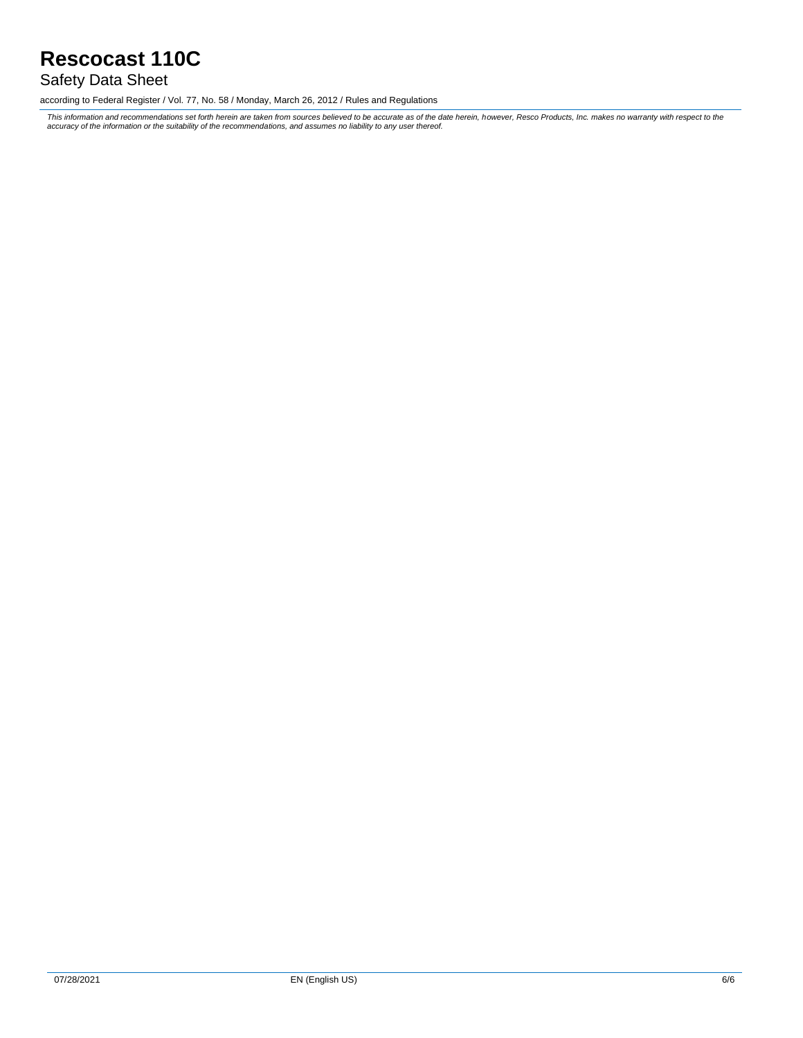*This information and recommendations set forth herein are taken from sources believed to be accurate as of the date herein, however, Resco Products, Inc. makes no warranty with respect to the accuracy of the information or the suitability of the recommendations, and assumes no liability to any user thereof.*